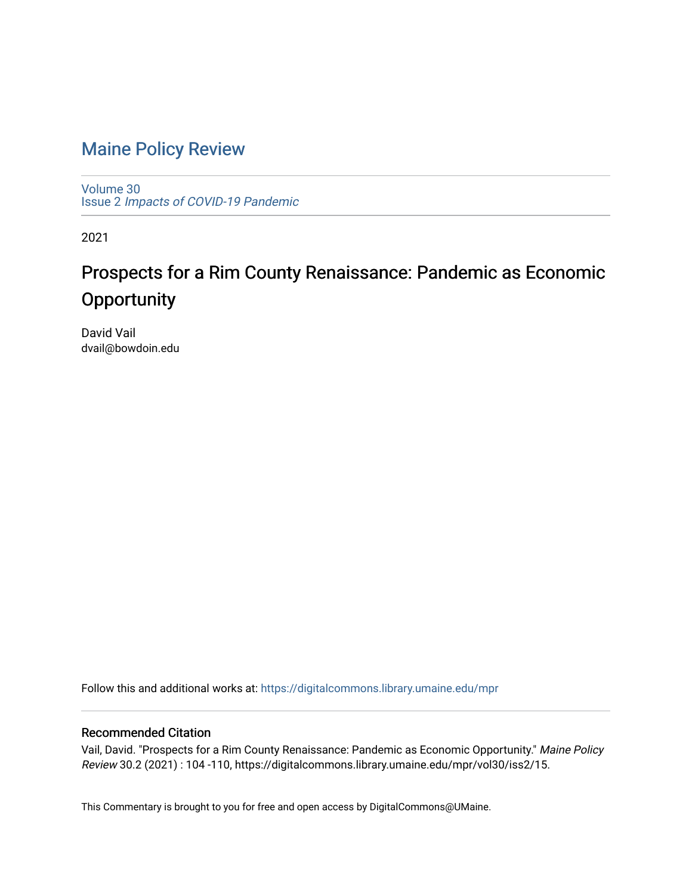# Maine Policy Review

Volume 30
Issue 2 *Impacts of COVID-19 Pandemic*

2021

## Prospects for a Rim County Renaissance: Pandemic as Economic Opportunity

David Vail
dvail@bowdoin.edu

Follow this and additional works at: https://digitalcommons.library.umaine.edu/mpr

### Recommended Citation

Vail, David. "Prospects for a Rim County Renaissance: Pandemic as Economic Opportunity." *Maine Policy Review* 30.2 (2021) : 104 -110, https://digitalcommons.library.umaine.edu/mpr/vol30/iss2/15.

This Commentary is brought to you for free and open access by DigitalCommons@UMaine.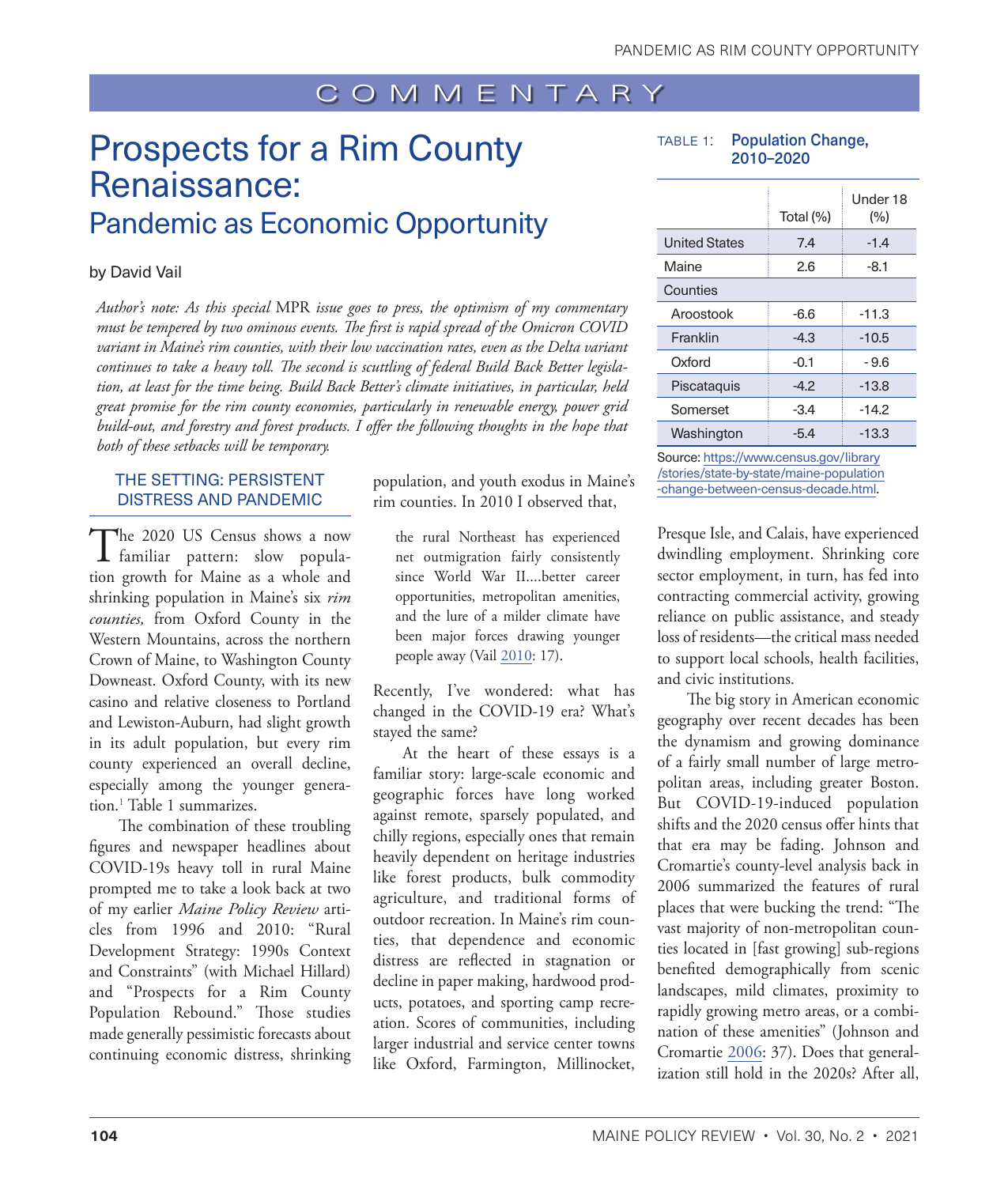COMMENTARY

# Prospects for a Rim County Renaissance:

## Pandemic as Economic Opportunity

by David Vail

*Author's note: As this special* MPR *issue goes to press, the optimism of my commentary must be tempered by two ominous events. The first is rapid spread of the Omicron COVID variant in Maine's rim counties, with their low vaccination rates, even as the Delta variant continues to take a heavy toll. The second is scuttling of federal Build Back Better legislation, at least for the time being. Build Back Better's climate initiatives, in particular, held great promise for the rim county economies, particularly in renewable energy, power grid build-out, and forestry and forest products. I offer the following thoughts in the hope that both of these setbacks will be temporary.*

### THE SETTING: PERSISTENT DISTRESS AND PANDEMIC

The 2020 US Census shows a now familiar pattern: slow population growth for Maine as a whole and shrinking population in Maine's six *rim counties,* from Oxford County in the Western Mountains, across the northern Crown of Maine, to Washington County Downeast. Oxford County, with its new casino and relative closeness to Portland and Lewiston-Auburn, had slight growth in its adult population, but every rim county experienced an overall decline, especially among the younger generation.[1] Table 1 summarizes.

The combination of these troubling figures and newspaper headlines about COVID-19s heavy toll in rural Maine prompted me to take a look back at two of my earlier *Maine Policy Review* articles from 1996 and 2010: "Rural Development Strategy: 1990s Context and Constraints" (with Michael Hillard) and "Prospects for a Rim County Population Rebound." Those studies made generally pessimistic forecasts about continuing economic distress, shrinking population, and youth exodus in Maine's rim counties. In 2010 I observed that,

> the rural Northeast has experienced net outmigration fairly consistently since World War II....better career opportunities, metropolitan amenities, and the lure of a milder climate have been major forces drawing younger people away (Vail 2010: 17).

Recently, I've wondered: what has changed in the COVID-19 era? What's stayed the same?

At the heart of these essays is a familiar story: large-scale economic and geographic forces have long worked against remote, sparsely populated, and chilly regions, especially ones that remain heavily dependent on heritage industries like forest products, bulk commodity agriculture, and traditional forms of outdoor recreation. In Maine's rim counties, that dependence and economic distress are reflected in stagnation or decline in paper making, hardwood products, potatoes, and sporting camp recreation. Scores of communities, including larger industrial and service center towns like Oxford, Farmington, Millinocket, Presque Isle, and Calais, have experienced dwindling employment. Shrinking core sector employment, in turn, has fed into contracting commercial activity, growing reliance on public assistance, and steady loss of residents—the critical mass needed to support local schools, health facilities, and civic institutions.

TABLE 1: **Population Change, 2010–2020**

| | Total (%) | Under 18 (%) |
|---|---|---|
| United States | 7.4 | -1.4 |
| Maine | 2.6 | -8.1 |
| Counties | | |
| Aroostook | -6.6 | -11.3 |
| Franklin | -4.3 | -10.5 |
| Oxford | -0.1 | -9.6 |
| Piscataquis | -4.2 | -13.8 |
| Somerset | -3.4 | -14.2 |
| Washington | -5.4 | -13.3 |

Source: https://www.census.gov/library/stories/state-by-state/maine-population-change-between-census-decade.html.

The big story in American economic geography over recent decades has been the dynamism and growing dominance of a fairly small number of large metropolitan areas, including greater Boston. But COVID-19-induced population shifts and the 2020 census offer hints that that era may be fading. Johnson and Cromartie's county-level analysis back in 2006 summarized the features of rural places that were bucking the trend: "The vast majority of non-metropolitan counties located in [fast growing] sub-regions benefited demographically from scenic landscapes, mild climates, proximity to rapidly growing metro areas, or a combination of these amenities" (Johnson and Cromartie 2006: 37). Does that generalization still hold in the 2020s? After all,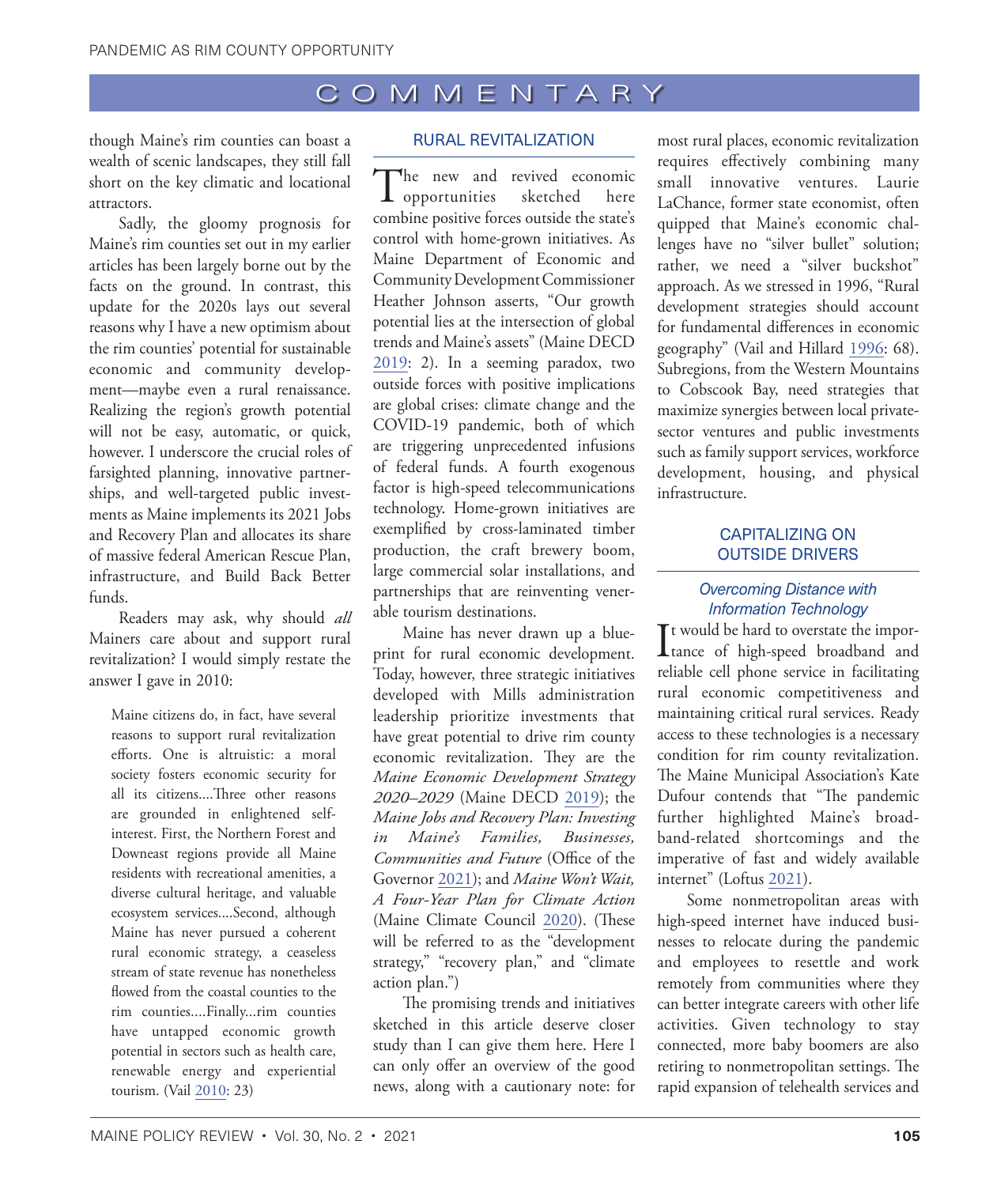though Maine's rim counties can boast a wealth of scenic landscapes, they still fall short on the key climatic and locational attractors.

Sadly, the gloomy prognosis for Maine's rim counties set out in my earlier articles has been largely borne out by the facts on the ground. In contrast, this update for the 2020s lays out several reasons why I have a new optimism about the rim counties' potential for sustainable economic and community development—maybe even a rural renaissance. Realizing the region's growth potential will not be easy, automatic, or quick, however. I underscore the crucial roles of farsighted planning, innovative partnerships, and well-targeted public investments as Maine implements its 2021 Jobs and Recovery Plan and allocates its share of massive federal American Rescue Plan, infrastructure, and Build Back Better funds.

Readers may ask, why should *all* Mainers care about and support rural revitalization? I would simply restate the answer I gave in 2010:

> Maine citizens do, in fact, have several reasons to support rural revitalization efforts. One is altruistic: a moral society fosters economic security for all its citizens....Three other reasons are grounded in enlightened self-interest. First, the Northern Forest and Downeast regions provide all Maine residents with recreational amenities, a diverse cultural heritage, and valuable ecosystem services....Second, although Maine has never pursued a coherent rural economic strategy, a ceaseless stream of state revenue has nonetheless flowed from the coastal counties to the rim counties....Finally...rim counties have untapped economic growth potential in sectors such as health care, renewable energy and experiential tourism. (Vail 2010: 23)

## RURAL REVITALIZATION

The new and revived economic opportunities sketched here combine positive forces outside the state's control with home-grown initiatives. As Maine Department of Economic and Community Development Commissioner Heather Johnson asserts, "Our growth potential lies at the intersection of global trends and Maine's assets" (Maine DECD 2019: 2). In a seeming paradox, two outside forces with positive implications are global crises: climate change and the COVID-19 pandemic, both of which are triggering unprecedented infusions of federal funds. A fourth exogenous factor is high-speed telecommunications technology. Home-grown initiatives are exemplified by cross-laminated timber production, the craft brewery boom, large commercial solar installations, and partnerships that are reinventing venerable tourism destinations.

Maine has never drawn up a blueprint for rural economic development. Today, however, three strategic initiatives developed with Mills administration leadership prioritize investments that have great potential to drive rim county economic revitalization. They are the *Maine Economic Development Strategy 2020–2029* (Maine DECD 2019); the *Maine Jobs and Recovery Plan: Investing in Maine's Families, Businesses, Communities and Future* (Office of the Governor 2021); and *Maine Won't Wait, A Four-Year Plan for Climate Action* (Maine Climate Council 2020). (These will be referred to as the "development strategy," "recovery plan," and "climate action plan.")

The promising trends and initiatives sketched in this article deserve closer study than I can give them here. Here I can only offer an overview of the good news, along with a cautionary note: for most rural places, economic revitalization requires effectively combining many small innovative ventures. Laurie LaChance, former state economist, often quipped that Maine's economic challenges have no "silver bullet" solution; rather, we need a "silver buckshot" approach. As we stressed in 1996, "Rural development strategies should account for fundamental differences in economic geography" (Vail and Hillard 1996: 68). Subregions, from the Western Mountains to Cobscook Bay, need strategies that maximize synergies between local private-sector ventures and public investments such as family support services, workforce development, housing, and physical infrastructure.

## CAPITALIZING ON OUTSIDE DRIVERS

### *Overcoming Distance with Information Technology*

It would be hard to overstate the importance of high-speed broadband and reliable cell phone service in facilitating rural economic competitiveness and maintaining critical rural services. Ready access to these technologies is a necessary condition for rim county revitalization. The Maine Municipal Association's Kate Dufour contends that "The pandemic further highlighted Maine's broadband-related shortcomings and the imperative of fast and widely available internet" (Loftus 2021).

Some nonmetropolitan areas with high-speed internet have induced businesses to relocate during the pandemic and employees to resettle and work remotely from communities where they can better integrate careers with other life activities. Given technology to stay connected, more baby boomers are also retiring to nonmetropolitan settings. The rapid expansion of telehealth services and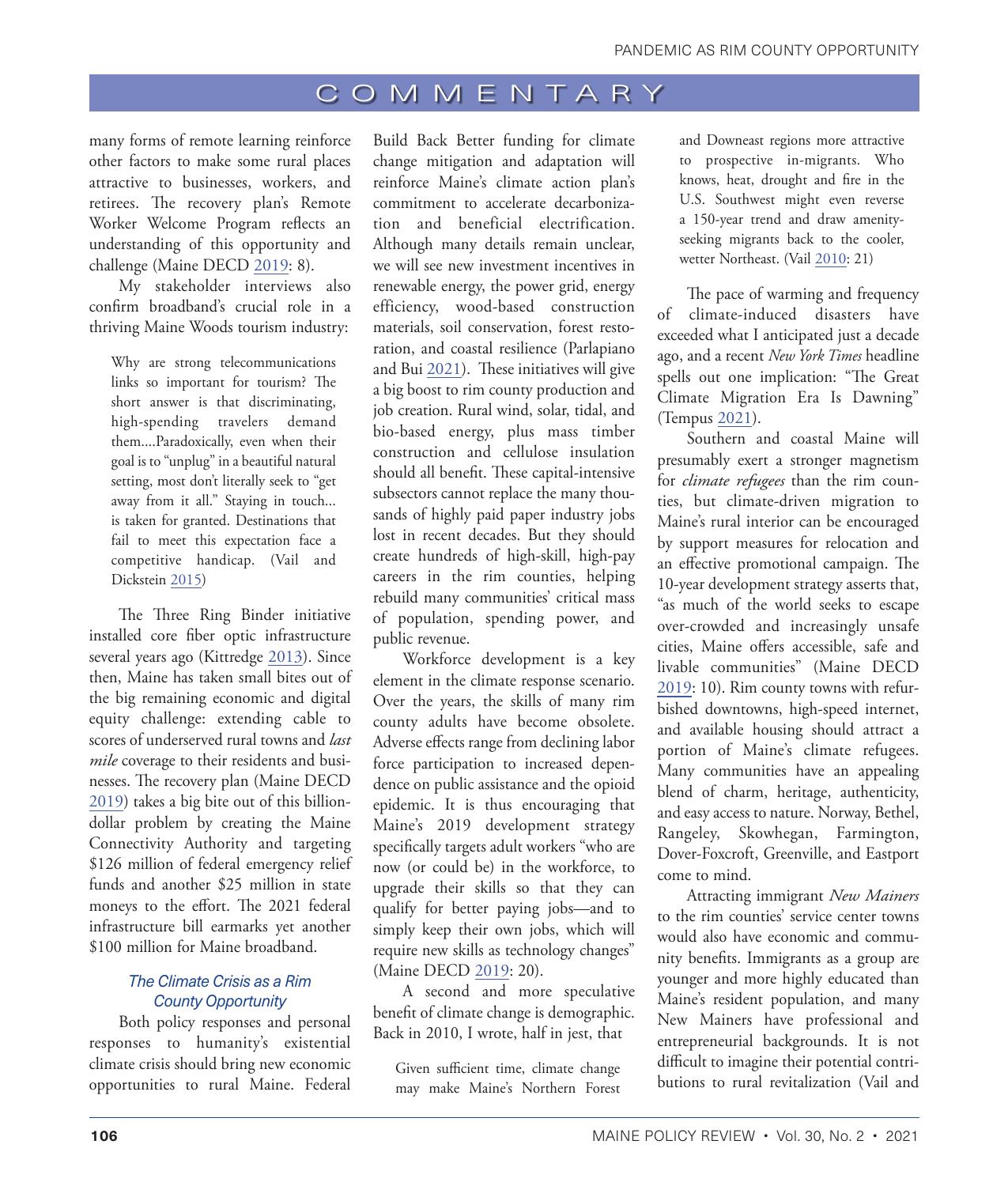many forms of remote learning reinforce other factors to make some rural places attractive to businesses, workers, and retirees. The recovery plan's Remote Worker Welcome Program reflects an understanding of this opportunity and challenge (Maine DECD 2019: 8).

My stakeholder interviews also confirm broadband's crucial role in a thriving Maine Woods tourism industry:

> Why are strong telecommunications links so important for tourism? The short answer is that discriminating, high-spending travelers demand them....Paradoxically, even when their goal is to "unplug" in a beautiful natural setting, most don't literally seek to "get away from it all." Staying in touch... is taken for granted. Destinations that fail to meet this expectation face a competitive handicap. (Vail and Dickstein 2015)

The Three Ring Binder initiative installed core fiber optic infrastructure several years ago (Kittredge 2013). Since then, Maine has taken small bites out of the big remaining economic and digital equity challenge: extending cable to scores of underserved rural towns and *last mile* coverage to their residents and businesses. The recovery plan (Maine DECD 2019) takes a big bite out of this billion-dollar problem by creating the Maine Connectivity Authority and targeting $126 million of federal emergency relief funds and another $25 million in state moneys to the effort. The 2021 federal infrastructure bill earmarks yet another $100 million for Maine broadband.

### *The Climate Crisis as a Rim County Opportunity*

Both policy responses and personal responses to humanity's existential climate crisis should bring new economic opportunities to rural Maine. Federal Build Back Better funding for climate change mitigation and adaptation will reinforce Maine's climate action plan's commitment to accelerate decarbonization and beneficial electrification. Although many details remain unclear, we will see new investment incentives in renewable energy, the power grid, energy efficiency, wood-based construction materials, soil conservation, forest restoration, and coastal resilience (Parlapiano and Bui 2021). These initiatives will give a big boost to rim county production and job creation. Rural wind, solar, tidal, and bio-based energy, plus mass timber construction and cellulose insulation should all benefit. These capital-intensive subsectors cannot replace the many thousands of highly paid paper industry jobs lost in recent decades. But they should create hundreds of high-skill, high-pay careers in the rim counties, helping rebuild many communities' critical mass of population, spending power, and public revenue.

Workforce development is a key element in the climate response scenario. Over the years, the skills of many rim county adults have become obsolete. Adverse effects range from declining labor force participation to increased dependence on public assistance and the opioid epidemic. It is thus encouraging that Maine's 2019 development strategy specifically targets adult workers "who are now (or could be) in the workforce, to upgrade their skills so that they can qualify for better paying jobs—and to simply keep their own jobs, which will require new skills as technology changes" (Maine DECD 2019: 20).

A second and more speculative benefit of climate change is demographic. Back in 2010, I wrote, half in jest, that

> Given sufficient time, climate change may make Maine's Northern Forest and Downeast regions more attractive to prospective in-migrants. Who knows, heat, drought and fire in the U.S. Southwest might even reverse a 150-year trend and draw amenity-seeking migrants back to the cooler, wetter Northeast. (Vail 2010: 21)

The pace of warming and frequency of climate-induced disasters have exceeded what I anticipated just a decade ago, and a recent *New York Times* headline spells out one implication: "The Great Climate Migration Era Is Dawning" (Tempus 2021).

Southern and coastal Maine will presumably exert a stronger magnetism for *climate refugees* than the rim counties, but climate-driven migration to Maine's rural interior can be encouraged by support measures for relocation and an effective promotional campaign. The 10-year development strategy asserts that, "as much of the world seeks to escape over-crowded and increasingly unsafe cities, Maine offers accessible, safe and livable communities" (Maine DECD 2019: 10). Rim county towns with refurbished downtowns, high-speed internet, and available housing should attract a portion of Maine's climate refugees. Many communities have an appealing blend of charm, heritage, authenticity, and easy access to nature. Norway, Bethel, Rangeley, Skowhegan, Farmington, Dover-Foxcroft, Greenville, and Eastport come to mind.

Attracting immigrant *New Mainers* to the rim counties' service center towns would also have economic and community benefits. Immigrants as a group are younger and more highly educated than Maine's resident population, and many New Mainers have professional and entrepreneurial backgrounds. It is not difficult to imagine their potential contributions to rural revitalization (Vail and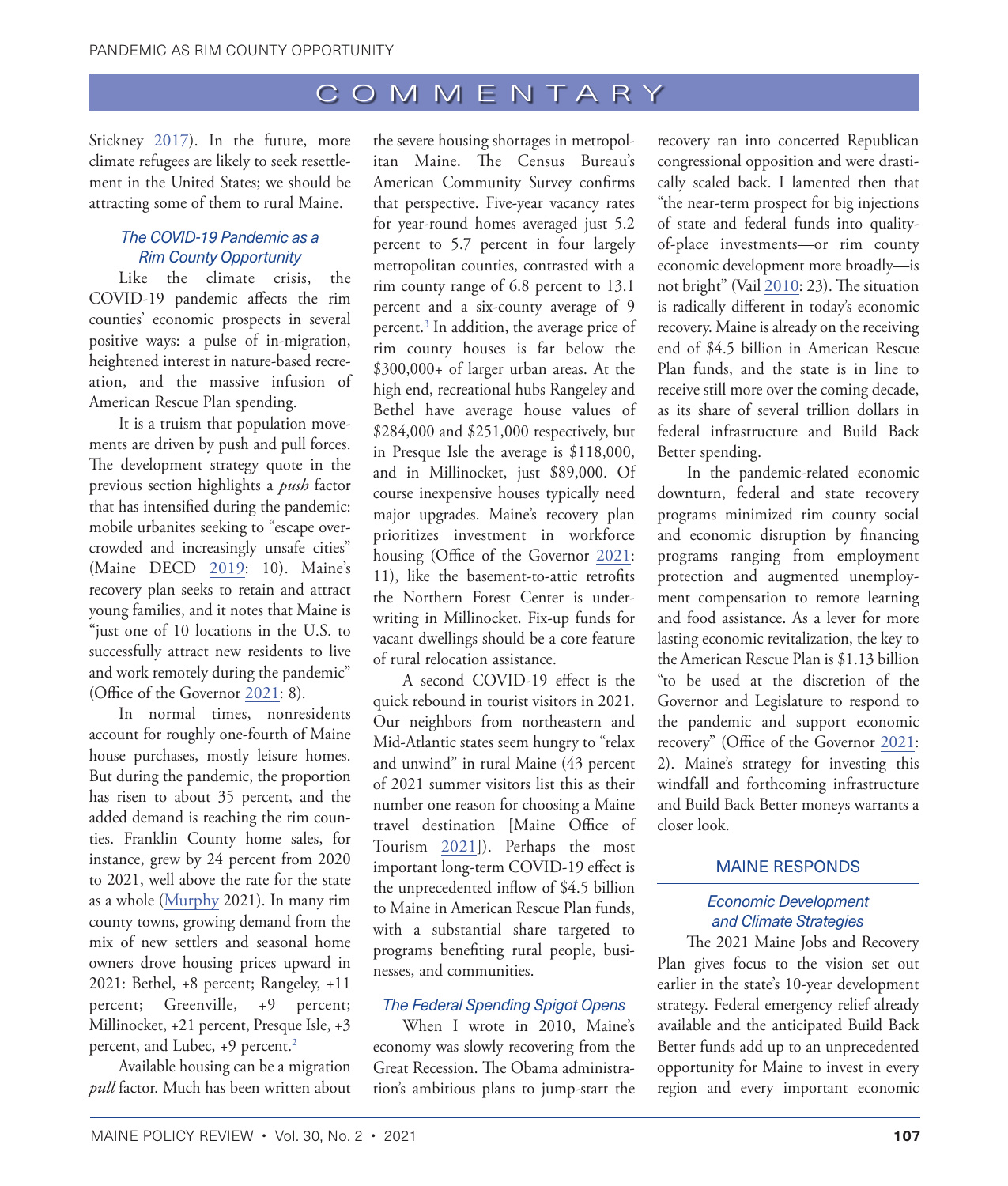Stickney 2017). In the future, more climate refugees are likely to seek resettlement in the United States; we should be attracting some of them to rural Maine.

### *The COVID-19 Pandemic as a Rim County Opportunity*

Like the climate crisis, the COVID-19 pandemic affects the rim counties' economic prospects in several positive ways: a pulse of in-migration, heightened interest in nature-based recreation, and the massive infusion of American Rescue Plan spending.

It is a truism that population movements are driven by push and pull forces. The development strategy quote in the previous section highlights a *push* factor that has intensified during the pandemic: mobile urbanites seeking to "escape overcrowded and increasingly unsafe cities" (Maine DECD 2019: 10). Maine's recovery plan seeks to retain and attract young families, and it notes that Maine is "just one of 10 locations in the U.S. to successfully attract new residents to live and work remotely during the pandemic" (Office of the Governor 2021: 8).

In normal times, nonresidents account for roughly one-fourth of Maine house purchases, mostly leisure homes. But during the pandemic, the proportion has risen to about 35 percent, and the added demand is reaching the rim counties. Franklin County home sales, for instance, grew by 24 percent from 2020 to 2021, well above the rate for the state as a whole (Murphy 2021). In many rim county towns, growing demand from the mix of new settlers and seasonal home owners drove housing prices upward in 2021: Bethel, +8 percent; Rangeley, +11 percent; Greenville, +9 percent; Millinocket, +21 percent, Presque Isle, +3 percent, and Lubec, +9 percent.[2]

Available housing can be a migration *pull* factor. Much has been written about the severe housing shortages in metropolitan Maine. The Census Bureau's American Community Survey confirms that perspective. Five-year vacancy rates for year-round homes averaged just 5.2 percent to 5.7 percent in four largely metropolitan counties, contrasted with a rim county range of 6.8 percent to 13.1 percent and a six-county average of 9 percent.[3] In addition, the average price of rim county houses is far below the $300,000+ of larger urban areas. At the high end, recreational hubs Rangeley and Bethel have average house values of $284,000 and $251,000 respectively, but in Presque Isle the average is $118,000, and in Millinocket, just $89,000. Of course inexpensive houses typically need major upgrades. Maine's recovery plan prioritizes investment in workforce housing (Office of the Governor 2021: 11), like the basement-to-attic retrofits the Northern Forest Center is underwriting in Millinocket. Fix-up funds for vacant dwellings should be a core feature of rural relocation assistance.

A second COVID-19 effect is the quick rebound in tourist visitors in 2021. Our neighbors from northeastern and Mid-Atlantic states seem hungry to "relax and unwind" in rural Maine (43 percent of 2021 summer visitors list this as their number one reason for choosing a Maine travel destination [Maine Office of Tourism 2021]). Perhaps the most important long-term COVID-19 effect is the unprecedented inflow of $4.5 billion to Maine in American Rescue Plan funds, with a substantial share targeted to programs benefiting rural people, businesses, and communities.

### *The Federal Spending Spigot Opens*

When I wrote in 2010, Maine's economy was slowly recovering from the Great Recession. The Obama administration's ambitious plans to jump-start the recovery ran into concerted Republican congressional opposition and were drastically scaled back. I lamented then that "the near-term prospect for big injections of state and federal funds into quality-of-place investments—or rim county economic development more broadly—is not bright" (Vail 2010: 23). The situation is radically different in today's economic recovery. Maine is already on the receiving end of $4.5 billion in American Rescue Plan funds, and the state is in line to receive still more over the coming decade, as its share of several trillion dollars in federal infrastructure and Build Back Better spending.

In the pandemic-related economic downturn, federal and state recovery programs minimized rim county social and economic disruption by financing programs ranging from employment protection and augmented unemployment compensation to remote learning and food assistance. As a lever for more lasting economic revitalization, the key to the American Rescue Plan is $1.13 billion "to be used at the discretion of the Governor and Legislature to respond to the pandemic and support economic recovery" (Office of the Governor 2021: 2). Maine's strategy for investing this windfall and forthcoming infrastructure and Build Back Better moneys warrants a closer look.

## MAINE RESPONDS

### *Economic Development and Climate Strategies*

The 2021 Maine Jobs and Recovery Plan gives focus to the vision set out earlier in the state's 10-year development strategy. Federal emergency relief already available and the anticipated Build Back Better funds add up to an unprecedented opportunity for Maine to invest in every region and every important economic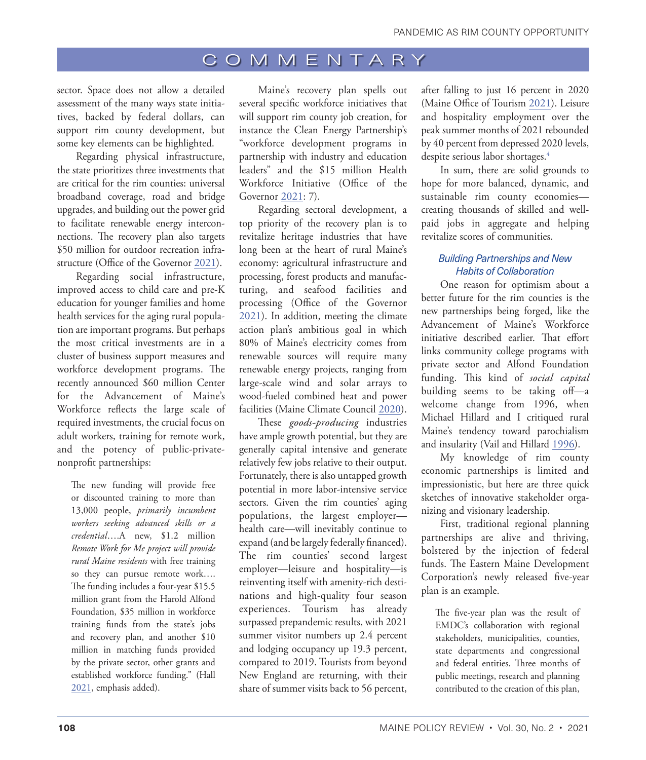sector. Space does not allow a detailed assessment of the many ways state initiatives, backed by federal dollars, can support rim county development, but some key elements can be highlighted.

Regarding physical infrastructure, the state prioritizes three investments that are critical for the rim counties: universal broadband coverage, road and bridge upgrades, and building out the power grid to facilitate renewable energy interconnections. The recovery plan also targets $50 million for outdoor recreation infrastructure (Office of the Governor 2021).

Regarding social infrastructure, improved access to child care and pre-K education for younger families and home health services for the aging rural population are important programs. But perhaps the most critical investments are in a cluster of business support measures and workforce development programs. The recently announced $60 million Center for the Advancement of Maine's Workforce reflects the large scale of required investments, the crucial focus on adult workers, training for remote work, and the potency of public-private-nonprofit partnerships:

> The new funding will provide free or discounted training to more than 13,000 people, *primarily incumbent workers seeking advanced skills or a credential*….A new, $1.2 million *Remote Work for Me project will provide rural Maine residents* with free training so they can pursue remote work…. The funding includes a four-year $15.5 million grant from the Harold Alfond Foundation, $35 million in workforce training funds from the state's jobs and recovery plan, and another $10 million in matching funds provided by the private sector, other grants and established workforce funding." (Hall 2021, emphasis added).

Maine's recovery plan spells out several specific workforce initiatives that will support rim county job creation, for instance the Clean Energy Partnership's "workforce development programs in partnership with industry and education leaders" and the $15 million Health Workforce Initiative (Office of the Governor 2021: 7).

Regarding sectoral development, a top priority of the recovery plan is to revitalize heritage industries that have long been at the heart of rural Maine's economy: agricultural infrastructure and processing, forest products and manufacturing, and seafood facilities and processing (Office of the Governor 2021). In addition, meeting the climate action plan's ambitious goal in which 80% of Maine's electricity comes from renewable sources will require many renewable energy projects, ranging from large-scale wind and solar arrays to wood-fueled combined heat and power facilities (Maine Climate Council 2020).

These *goods-producing* industries have ample growth potential, but they are generally capital intensive and generate relatively few jobs relative to their output. Fortunately, there is also untapped growth potential in more labor-intensive service sectors. Given the rim counties' aging populations, the largest employer—health care—will inevitably continue to expand (and be largely federally financed). The rim counties' second largest employer—leisure and hospitality—is reinventing itself with amenity-rich destinations and high-quality four season experiences. Tourism has already surpassed prepandemic results, with 2021 summer visitor numbers up 2.4 percent and lodging occupancy up 19.3 percent, compared to 2019. Tourists from beyond New England are returning, with their share of summer visits back to 56 percent, after falling to just 16 percent in 2020 (Maine Office of Tourism 2021). Leisure and hospitality employment over the peak summer months of 2021 rebounded by 40 percent from depressed 2020 levels, despite serious labor shortages.[4]

In sum, there are solid grounds to hope for more balanced, dynamic, and sustainable rim county economies—creating thousands of skilled and well-paid jobs in aggregate and helping revitalize scores of communities.

### *Building Partnerships and New Habits of Collaboration*

One reason for optimism about a better future for the rim counties is the new partnerships being forged, like the Advancement of Maine's Workforce initiative described earlier. That effort links community college programs with private sector and Alfond Foundation funding. This kind of *social capital* building seems to be taking off—a welcome change from 1996, when Michael Hillard and I critiqued rural Maine's tendency toward parochialism and insularity (Vail and Hillard 1996).

My knowledge of rim county economic partnerships is limited and impressionistic, but here are three quick sketches of innovative stakeholder organizing and visionary leadership.

First, traditional regional planning partnerships are alive and thriving, bolstered by the injection of federal funds. The Eastern Maine Development Corporation's newly released five-year plan is an example.

> The five-year plan was the result of EMDC's collaboration with regional stakeholders, municipalities, counties, state departments and congressional and federal entities. Three months of public meetings, research and planning contributed to the creation of this plan,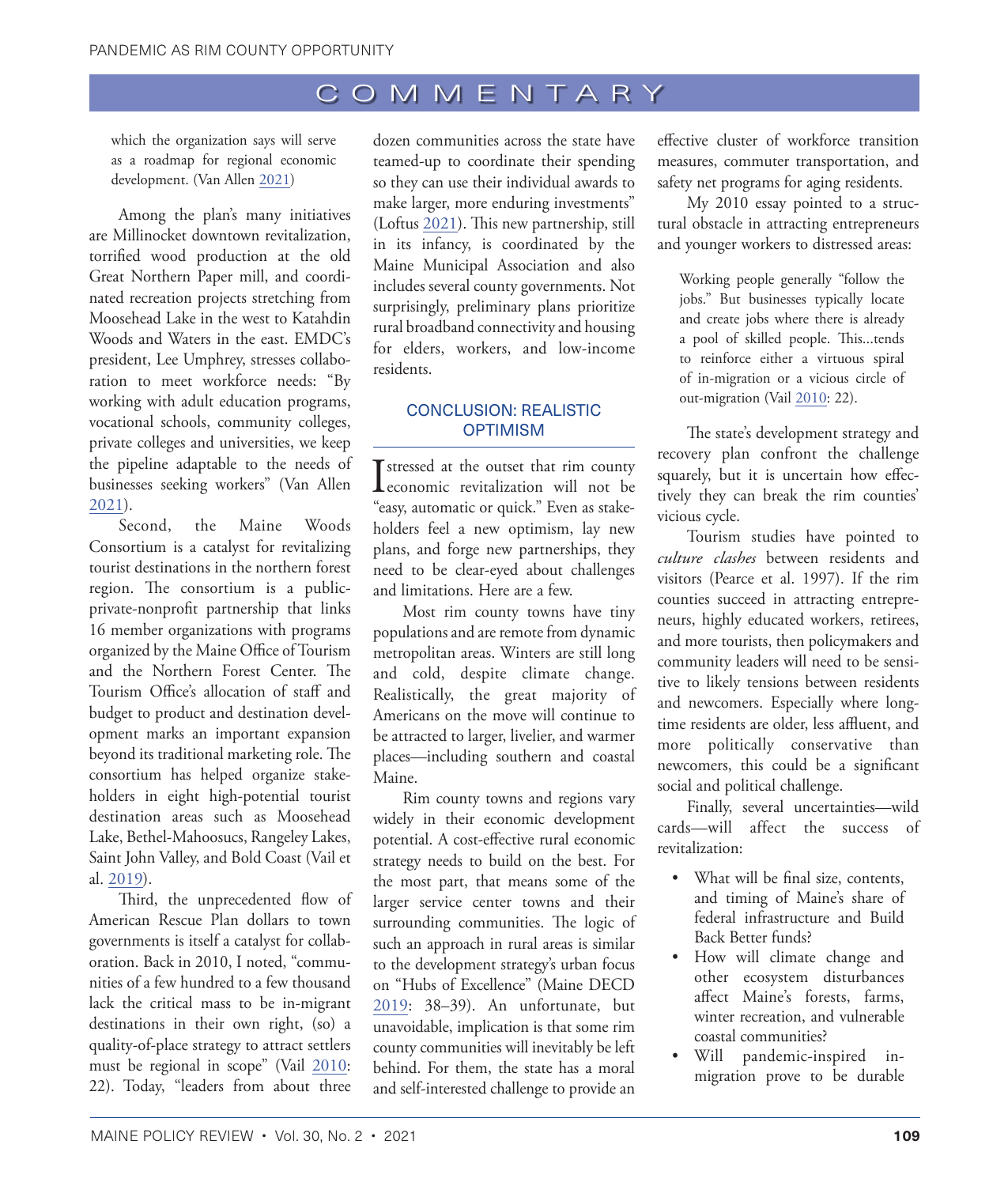which the organization says will serve as a roadmap for regional economic development. (Van Allen 2021)

Among the plan's many initiatives are Millinocket downtown revitalization, torrified wood production at the old Great Northern Paper mill, and coordinated recreation projects stretching from Moosehead Lake in the west to Katahdin Woods and Waters in the east. EMDC's president, Lee Umphrey, stresses collaboration to meet workforce needs: "By working with adult education programs, vocational schools, community colleges, private colleges and universities, we keep the pipeline adaptable to the needs of businesses seeking workers" (Van Allen 2021).

Second, the Maine Woods Consortium is a catalyst for revitalizing tourist destinations in the northern forest region. The consortium is a public-private-nonprofit partnership that links 16 member organizations with programs organized by the Maine Office of Tourism and the Northern Forest Center. The Tourism Office's allocation of staff and budget to product and destination development marks an important expansion beyond its traditional marketing role. The consortium has helped organize stakeholders in eight high-potential tourist destination areas such as Moosehead Lake, Bethel-Mahoosucs, Rangeley Lakes, Saint John Valley, and Bold Coast (Vail et al. 2019).

Third, the unprecedented flow of American Rescue Plan dollars to town governments is itself a catalyst for collaboration. Back in 2010, I noted, "communities of a few hundred to a few thousand lack the critical mass to be in-migrant destinations in their own right, (so) a quality-of-place strategy to attract settlers must be regional in scope" (Vail 2010: 22). Today, "leaders from about three dozen communities across the state have teamed-up to coordinate their spending so they can use their individual awards to make larger, more enduring investments" (Loftus 2021). This new partnership, still in its infancy, is coordinated by the Maine Municipal Association and also includes several county governments. Not surprisingly, preliminary plans prioritize rural broadband connectivity and housing for elders, workers, and low-income residents.

## CONCLUSION: REALISTIC OPTIMISM

I stressed at the outset that rim county economic revitalization will not be "easy, automatic or quick." Even as stakeholders feel a new optimism, lay new plans, and forge new partnerships, they need to be clear-eyed about challenges and limitations. Here are a few.

Most rim county towns have tiny populations and are remote from dynamic metropolitan areas. Winters are still long and cold, despite climate change. Realistically, the great majority of Americans on the move will continue to be attracted to larger, livelier, and warmer places—including southern and coastal Maine.

Rim county towns and regions vary widely in their economic development potential. A cost-effective rural economic strategy needs to build on the best. For the most part, that means some of the larger service center towns and their surrounding communities. The logic of such an approach in rural areas is similar to the development strategy's urban focus on "Hubs of Excellence" (Maine DECD 2019: 38–39). An unfortunate, but unavoidable, implication is that some rim county communities will inevitably be left behind. For them, the state has a moral and self-interested challenge to provide an effective cluster of workforce transition measures, commuter transportation, and safety net programs for aging residents.

My 2010 essay pointed to a structural obstacle in attracting entrepreneurs and younger workers to distressed areas:

> Working people generally "follow the jobs." But businesses typically locate and create jobs where there is already a pool of skilled people. This...tends to reinforce either a virtuous spiral of in-migration or a vicious circle of out-migration (Vail 2010: 22).

The state's development strategy and recovery plan confront the challenge squarely, but it is uncertain how effectively they can break the rim counties' vicious cycle.

Tourism studies have pointed to *culture clashes* between residents and visitors (Pearce et al. 1997). If the rim counties succeed in attracting entrepreneurs, highly educated workers, retirees, and more tourists, then policymakers and community leaders will need to be sensitive to likely tensions between residents and newcomers. Especially where longtime residents are older, less affluent, and more politically conservative than newcomers, this could be a significant social and political challenge.

Finally, several uncertainties—wild cards—will affect the success of revitalization:

- What will be final size, contents, and timing of Maine's share of federal infrastructure and Build Back Better funds?
- How will climate change and other ecosystem disturbances affect Maine's forests, farms, winter recreation, and vulnerable coastal communities?
- Will pandemic-inspired in-migration prove to be durable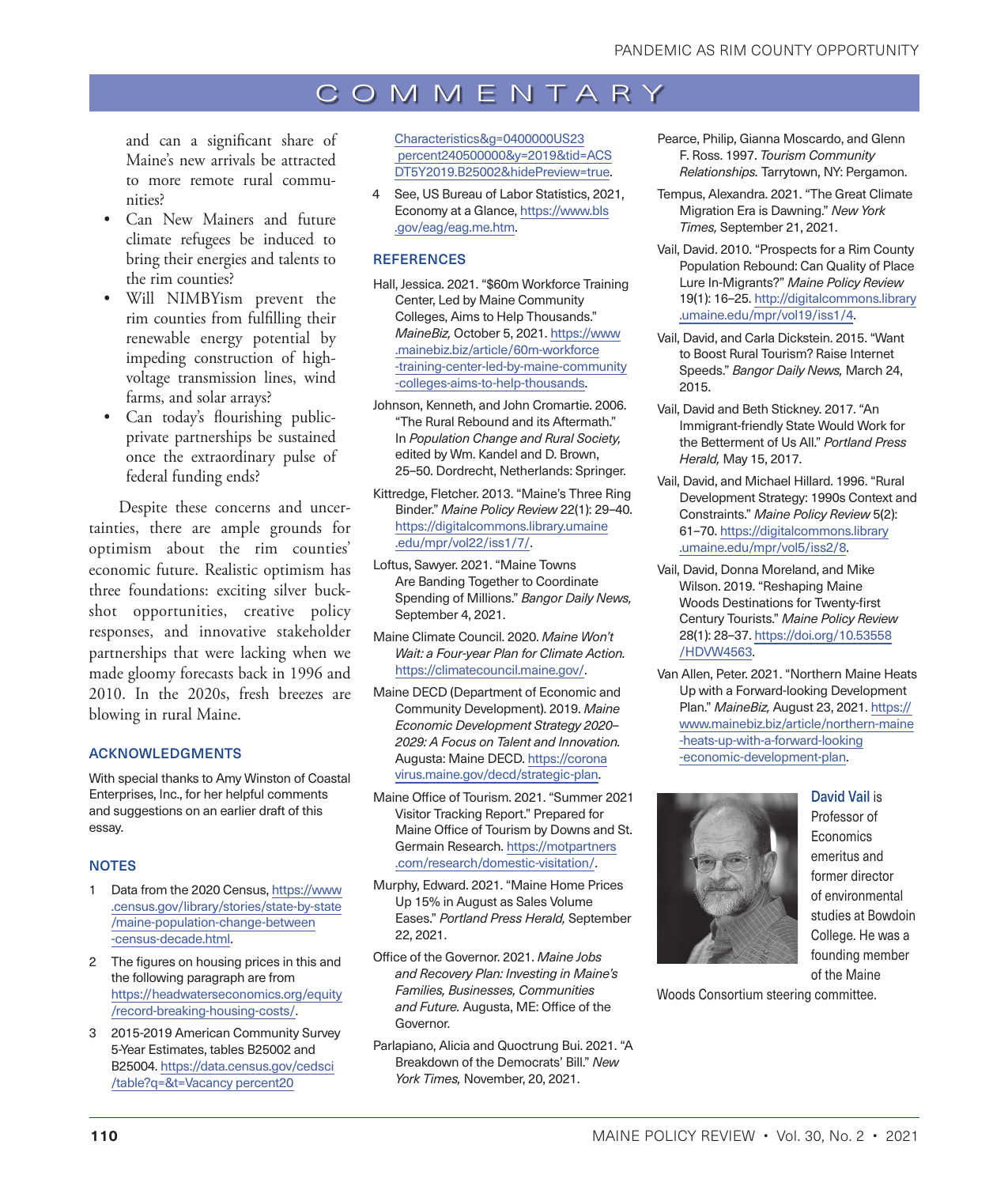and can a significant share of Maine's new arrivals be attracted to more remote rural communities?

- Can New Mainers and future climate refugees be induced to bring their energies and talents to the rim counties?
- Will NIMBYism prevent the rim counties from fulfilling their renewable energy potential by impeding construction of high-voltage transmission lines, wind farms, and solar arrays?
- Can today's flourishing public-private partnerships be sustained once the extraordinary pulse of federal funding ends?

Despite these concerns and uncertainties, there are ample grounds for optimism about the rim counties' economic future. Realistic optimism has three foundations: exciting silver buckshot opportunities, creative policy responses, and innovative stakeholder partnerships that were lacking when we made gloomy forecasts back in 1996 and 2010. In the 2020s, fresh breezes are blowing in rural Maine.

## ACKNOWLEDGMENTS

With special thanks to Amy Winston of Coastal Enterprises, Inc., for her helpful comments and suggestions on an earlier draft of this essay.

## NOTES

1. Data from the 2020 Census, https://www.census.gov/library/stories/state-by-state/maine-population-change-between-census-decade.html.
2. The figures on housing prices in this and the following paragraph are from https://headwaterseconomics.org/equity/record-breaking-housing-costs/.
3. 2015-2019 American Community Survey 5-Year Estimates, tables B25002 and B25004. https://data.census.gov/cedsci/table?q=&t=Vacancy percent20Characteristics&g=0400000US23 percent240500000&y=2019&tid=ACSDT5Y2019.B25002&hidePreview=true.
4. See, US Bureau of Labor Statistics, 2021, Economy at a Glance, https://www.bls.gov/eag/eag.me.htm.

## REFERENCES

Hall, Jessica. 2021. "$60m Workforce Training Center, Led by Maine Community Colleges, Aims to Help Thousands." *MaineBiz,* October 5, 2021. https://www.mainebiz.biz/article/60m-workforce-training-center-led-by-maine-community-colleges-aims-to-help-thousands.

Johnson, Kenneth, and John Cromartie. 2006. "The Rural Rebound and its Aftermath." In *Population Change and Rural Society,* edited by Wm. Kandel and D. Brown, 25–50. Dordrecht, Netherlands: Springer.

Kittredge, Fletcher. 2013. "Maine's Three Ring Binder." *Maine Policy Review* 22(1): 29–40. https://digitalcommons.library.umaine.edu/mpr/vol22/iss1/7/.

Loftus, Sawyer. 2021. "Maine Towns Are Banding Together to Coordinate Spending of Millions." *Bangor Daily News,* September 4, 2021.

Maine Climate Council. 2020. *Maine Won't Wait: a Four-year Plan for Climate Action.* https://climatecouncil.maine.gov/.

Maine DECD (Department of Economic and Community Development). 2019. *Maine Economic Development Strategy 2020–2029: A Focus on Talent and Innovation.* Augusta: Maine DECD. https://coronavirus.maine.gov/decd/strategic-plan.

Maine Office of Tourism. 2021. "Summer 2021 Visitor Tracking Report." Prepared for Maine Office of Tourism by Downs and St. Germain Research. https://motpartners.com/research/domestic-visitation/.

Murphy, Edward. 2021. "Maine Home Prices Up 15% in August as Sales Volume Eases." *Portland Press Herald,* September 22, 2021.

Office of the Governor. 2021. *Maine Jobs and Recovery Plan: Investing in Maine's Families, Businesses, Communities and Future.* Augusta, ME: Office of the Governor.

Parlapiano, Alicia and Quoctrung Bui. 2021. "A Breakdown of the Democrats' Bill." *New York Times,* November, 20, 2021.

Pearce, Philip, Gianna Moscardo, and Glenn F. Ross. 1997. *Tourism Community Relationships.* Tarrytown, NY: Pergamon.

Tempus, Alexandra. 2021. "The Great Climate Migration Era is Dawning." *New York Times,* September 21, 2021.

Vail, David. 2010. "Prospects for a Rim County Population Rebound: Can Quality of Place Lure In-Migrants?" *Maine Policy Review* 19(1): 16–25. http://digitalcommons.library.umaine.edu/mpr/vol19/iss1/4.

Vail, David, and Carla Dickstein. 2015. "Want to Boost Rural Tourism? Raise Internet Speeds." *Bangor Daily News,* March 24, 2015.

Vail, David and Beth Stickney. 2017. "An Immigrant-friendly State Would Work for the Betterment of Us All." *Portland Press Herald,* May 15, 2017.

Vail, David, and Michael Hillard. 1996. "Rural Development Strategy: 1990s Context and Constraints." *Maine Policy Review* 5(2): 61–70. https://digitalcommons.library.umaine.edu/mpr/vol5/iss2/8.

Vail, David, Donna Moreland, and Mike Wilson. 2019. "Reshaping Maine Woods Destinations for Twenty-first Century Tourists." *Maine Policy Review* 28(1): 28–37. https://doi.org/10.53558/HDVW4563.

Van Allen, Peter. 2021. "Northern Maine Heats Up with a Forward-looking Development Plan." *MaineBiz,* August 23, 2021. https://www.mainebiz.biz/article/northern-maine-heats-up-with-a-forward-looking-economic-development-plan.

**David Vail** is Professor of Economics emeritus and former director of environmental studies at Bowdoin College. He was a founding member of the Maine Woods Consortium steering committee.